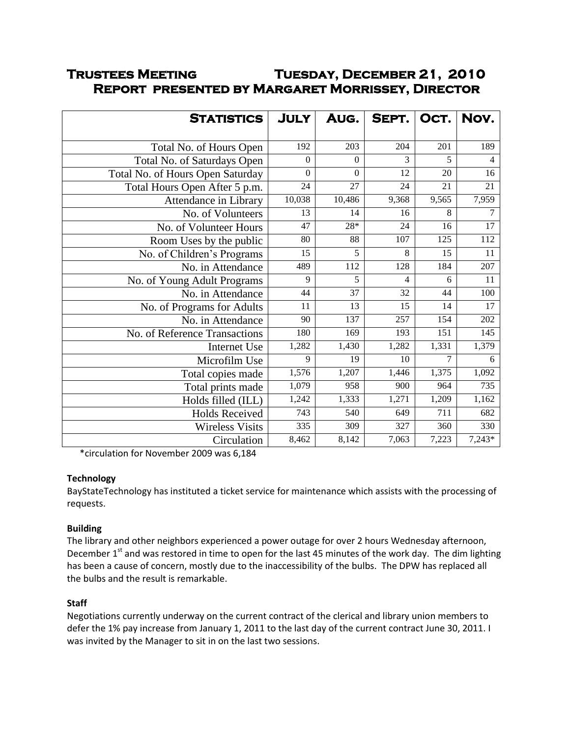# Trustees Meeting Tuesday, December 21, 2010

## Report presented by Margaret Morrissey, Director

| Statistics | July | Aug. | Sept. | Oct. | Nov. |
|---|---|---|---|---|---|
| Total No. of Hours Open | 192 | 203 | 204 | 201 | 189 |
| Total No. of Saturdays Open | 0 | 0 | 3 | 5 | 4 |
| Total No. of Hours Open Saturday | 0 | 0 | 12 | 20 | 16 |
| Total Hours Open After 5 p.m. | 24 | 27 | 24 | 21 | 21 |
| Attendance in Library | 10,038 | 10,486 | 9,368 | 9,565 | 7,959 |
| No. of Volunteers | 13 | 14 | 16 | 8 | 7 |
| No. of Volunteer Hours | 47 | 28* | 24 | 16 | 17 |
| Room Uses by the public | 80 | 88 | 107 | 125 | 112 |
| No. of Children's Programs | 15 | 5 | 8 | 15 | 11 |
| No. in Attendance | 489 | 112 | 128 | 184 | 207 |
| No. of Young Adult Programs | 9 | 5 | 4 | 6 | 11 |
| No. in Attendance | 44 | 37 | 32 | 44 | 100 |
| No. of Programs for Adults | 11 | 13 | 15 | 14 | 17 |
| No. in Attendance | 90 | 137 | 257 | 154 | 202 |
| No. of Reference Transactions | 180 | 169 | 193 | 151 | 145 |
| Internet Use | 1,282 | 1,430 | 1,282 | 1,331 | 1,379 |
| Microfilm Use | 9 | 19 | 10 | 7 | 6 |
| Total copies made | 1,576 | 1,207 | 1,446 | 1,375 | 1,092 |
| Total prints made | 1,079 | 958 | 900 | 964 | 735 |
| Holds filled (ILL) | 1,242 | 1,333 | 1,271 | 1,209 | 1,162 |
| Holds Received | 743 | 540 | 649 | 711 | 682 |
| Wireless Visits | 335 | 309 | 327 | 360 | 330 |
| Circulation | 8,462 | 8,142 | 7,063 | 7,223 | 7,243* |

*circulation for November 2009 was 6,184

**Technology**

BayStateTechnology has instituted a ticket service for maintenance which assists with the processing of requests.

**Building**

The library and other neighbors experienced a power outage for over 2 hours Wednesday afternoon, December 1st and was restored in time to open for the last 45 minutes of the work day. The dim lighting has been a cause of concern, mostly due to the inaccessibility of the bulbs. The DPW has replaced all the bulbs and the result is remarkable.

**Staff**

Negotiations currently underway on the current contract of the clerical and library union members to defer the 1% pay increase from January 1, 2011 to the last day of the current contract June 30, 2011. I was invited by the Manager to sit in on the last two sessions.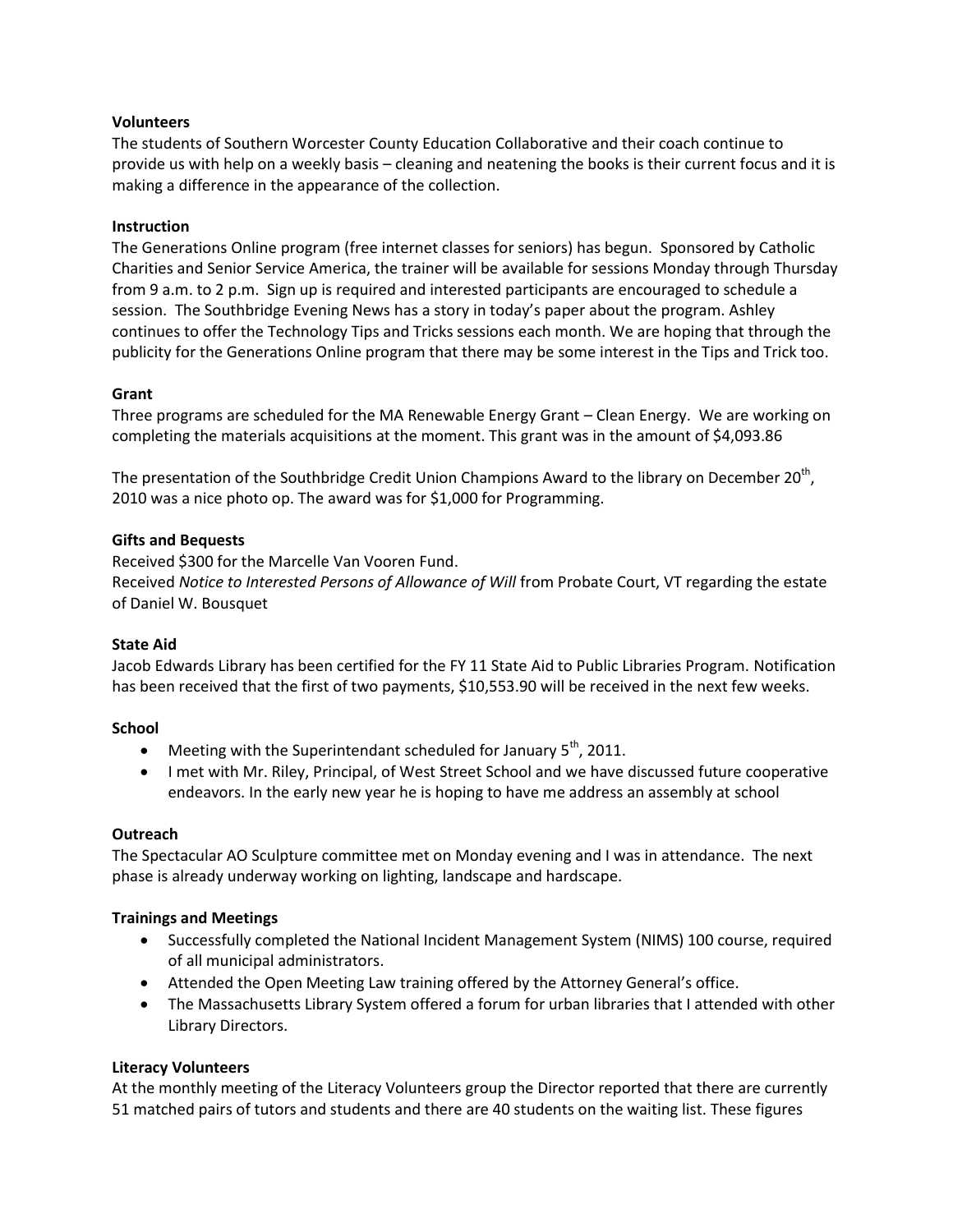**Volunteers**

The students of Southern Worcester County Education Collaborative and their coach continue to provide us with help on a weekly basis – cleaning and neatening the books is their current focus and it is making a difference in the appearance of the collection.

**Instruction**

The Generations Online program (free internet classes for seniors) has begun. Sponsored by Catholic Charities and Senior Service America, the trainer will be available for sessions Monday through Thursday from 9 a.m. to 2 p.m. Sign up is required and interested participants are encouraged to schedule a session. The Southbridge Evening News has a story in today's paper about the program. Ashley continues to offer the Technology Tips and Tricks sessions each month. We are hoping that through the publicity for the Generations Online program that there may be some interest in the Tips and Trick too.

**Grant**

Three programs are scheduled for the MA Renewable Energy Grant – Clean Energy. We are working on completing the materials acquisitions at the moment. This grant was in the amount of $4,093.86

The presentation of the Southbridge Credit Union Champions Award to the library on December 20th, 2010 was a nice photo op. The award was for $1,000 for Programming.

**Gifts and Bequests**

Received $300 for the Marcelle Van Vooren Fund.
Received *Notice to Interested Persons of Allowance of Will* from Probate Court, VT regarding the estate of Daniel W. Bousquet

**State Aid**

Jacob Edwards Library has been certified for the FY 11 State Aid to Public Libraries Program. Notification has been received that the first of two payments, $10,553.90 will be received in the next few weeks.

**School**

- Meeting with the Superintendant scheduled for January 5th, 2011.
- I met with Mr. Riley, Principal, of West Street School and we have discussed future cooperative endeavors. In the early new year he is hoping to have me address an assembly at school

**Outreach**

The Spectacular AO Sculpture committee met on Monday evening and I was in attendance. The next phase is already underway working on lighting, landscape and hardscape.

**Trainings and Meetings**

- Successfully completed the National Incident Management System (NIMS) 100 course, required of all municipal administrators.
- Attended the Open Meeting Law training offered by the Attorney General's office.
- The Massachusetts Library System offered a forum for urban libraries that I attended with other Library Directors.

**Literacy Volunteers**

At the monthly meeting of the Literacy Volunteers group the Director reported that there are currently 51 matched pairs of tutors and students and there are 40 students on the waiting list. These figures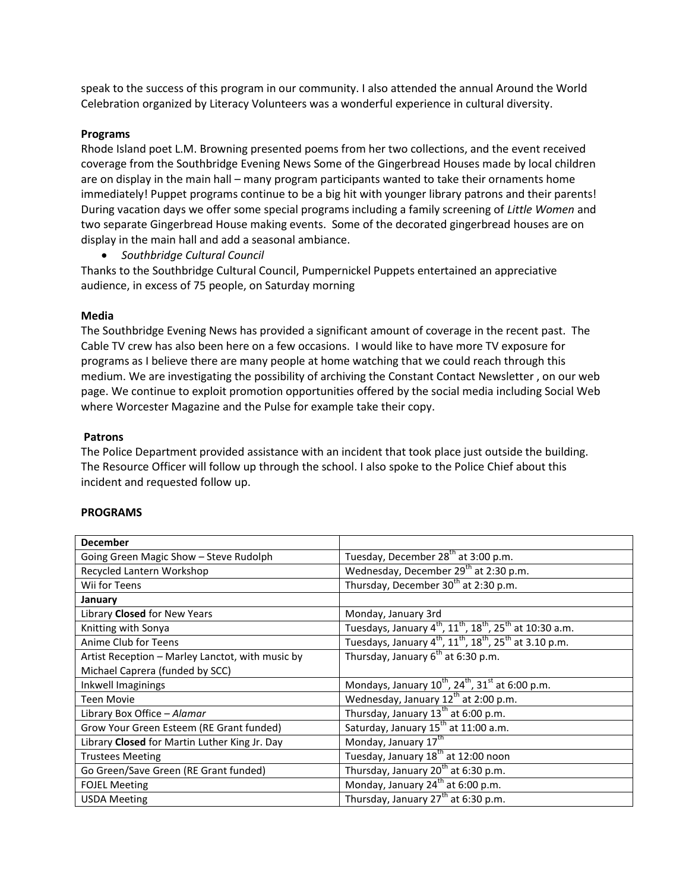speak to the success of this program in our community. I also attended the annual Around the World Celebration organized by Literacy Volunteers was a wonderful experience in cultural diversity.

**Programs**

Rhode Island poet L.M. Browning presented poems from her two collections, and the event received coverage from the Southbridge Evening News Some of the Gingerbread Houses made by local children are on display in the main hall – many program participants wanted to take their ornaments home immediately! Puppet programs continue to be a big hit with younger library patrons and their parents! During vacation days we offer some special programs including a family screening of *Little Women* and two separate Gingerbread House making events. Some of the decorated gingerbread houses are on display in the main hall and add a seasonal ambiance.

- *Southbridge Cultural Council*

Thanks to the Southbridge Cultural Council, Pumpernickel Puppets entertained an appreciative audience, in excess of 75 people, on Saturday morning

**Media**

The Southbridge Evening News has provided a significant amount of coverage in the recent past. The Cable TV crew has also been here on a few occasions. I would like to have more TV exposure for programs as I believe there are many people at home watching that we could reach through this medium. We are investigating the possibility of archiving the Constant Contact Newsletter , on our web page. We continue to exploit promotion opportunities offered by the social media including Social Web where Worcester Magazine and the Pulse for example take their copy.

**Patrons**

The Police Department provided assistance with an incident that took place just outside the building. The Resource Officer will follow up through the school. I also spoke to the Police Chief about this incident and requested follow up.

**PROGRAMS**

| **December** | |
|---|---|
| Going Green Magic Show – Steve Rudolph | Tuesday, December 28th at 3:00 p.m. |
| Recycled Lantern Workshop | Wednesday, December 29th at 2:30 p.m. |
| Wii for Teens | Thursday, December 30th at 2:30 p.m. |
| **January** | |
| Library **Closed** for New Years | Monday, January 3rd |
| Knitting with Sonya | Tuesdays, January 4th, 11th, 18th, 25th at 10:30 a.m. |
| Anime Club for Teens | Tuesdays, January 4th, 11th, 18th, 25th at 3.10 p.m. |
| Artist Reception – Marley Lanctot, with music by Michael Caprera (funded by SCC) | Thursday, January 6th at 6:30 p.m. |
| Inkwell Imaginings | Mondays, January 10th, 24th, 31st at 6:00 p.m. |
| Teen Movie | Wednesday, January 12th at 2:00 p.m. |
| Library Box Office – *Alamar* | Thursday, January 13th at 6:00 p.m. |
| Grow Your Green Esteem (RE Grant funded) | Saturday, January 15th at 11:00 a.m. |
| Library **Closed** for Martin Luther King Jr. Day | Monday, January 17th |
| Trustees Meeting | Tuesday, January 18th at 12:00 noon |
| Go Green/Save Green (RE Grant funded) | Thursday, January 20th at 6:30 p.m. |
| FOJEL Meeting | Monday, January 24th at 6:00 p.m. |
| USDA Meeting | Thursday, January 27th at 6:30 p.m. |